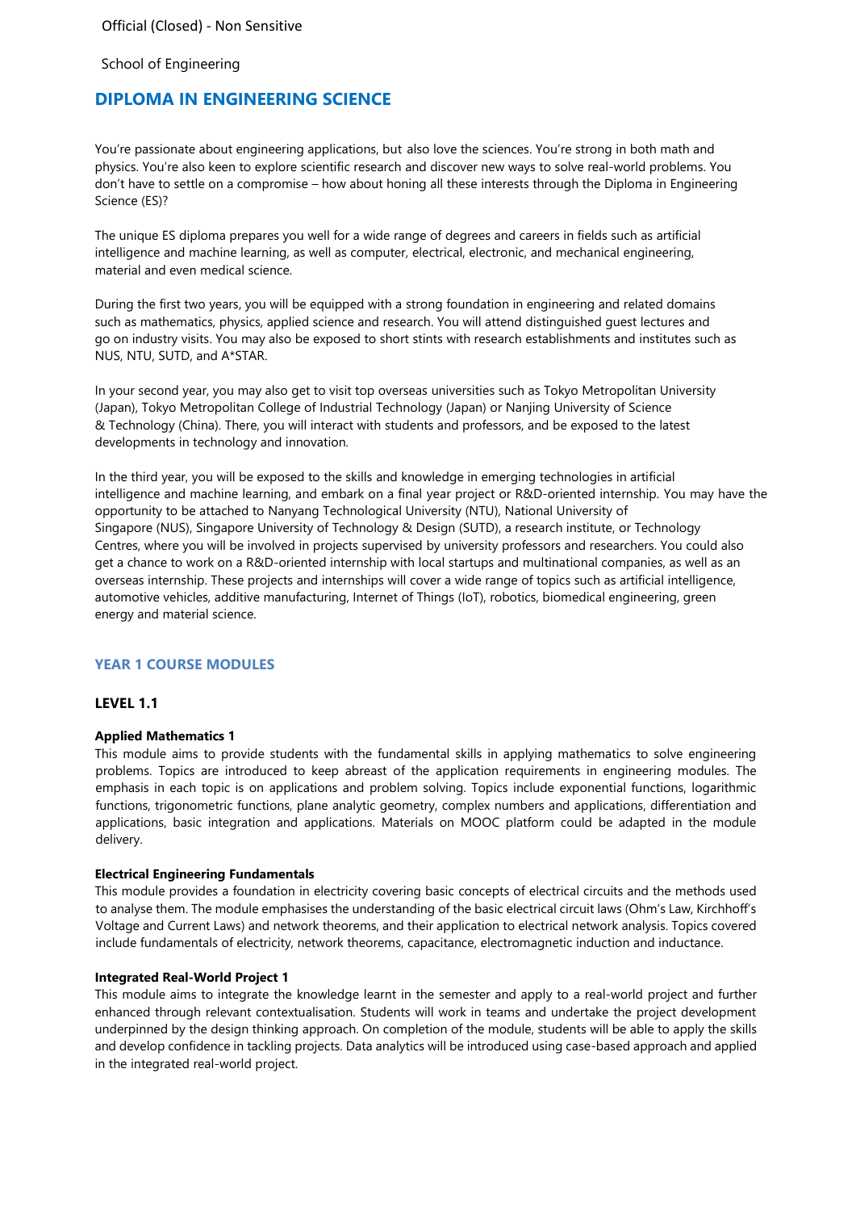Official (Closed) - Non Sensitive

School of Engineering

# DIPLOMA IN ENGINEERING SCIENCE

You're passionate about engineering applications, but also love the sciences. You're strong in both math and physics. You're also keen to explore scientific research and discover new ways to solve real-world problems. You don't have to settle on a compromise – how about honing all these interests through the Diploma in Engineering Science (ES)?

The unique ES diploma prepares you well for a wide range of degrees and careers in fields such as artificial intelligence and machine learning, as well as computer, electrical, electronic, and mechanical engineering, material and even medical science.

During the first two years, you will be equipped with a strong foundation in engineering and related domains such as mathematics, physics, applied science and research. You will attend distinguished guest lectures and go on industry visits. You may also be exposed to short stints with research establishments and institutes such as NUS, NTU, SUTD, and A*STAR.

In your second year, you may also get to visit top overseas universities such as Tokyo Metropolitan University (Japan), Tokyo Metropolitan College of Industrial Technology (Japan) or Nanjing University of Science & Technology (China). There, you will interact with students and professors, and be exposed to the latest developments in technology and innovation.

In the third year, you will be exposed to the skills and knowledge in emerging technologies in artificial intelligence and machine learning, and embark on a final year project or R&D-oriented internship. You may have the opportunity to be attached to Nanyang Technological University (NTU), National University of Singapore (NUS), Singapore University of Technology & Design (SUTD), a research institute, or Technology Centres, where you will be involved in projects supervised by university professors and researchers. You could also get a chance to work on a R&D-oriented internship with local startups and multinational companies, as well as an overseas internship. These projects and internships will cover a wide range of topics such as artificial intelligence, automotive vehicles, additive manufacturing, Internet of Things (IoT), robotics, biomedical engineering, green energy and material science.

## YEAR 1 COURSE MODULES

### LEVEL 1.1

**Applied Mathematics 1**

This module aims to provide students with the fundamental skills in applying mathematics to solve engineering problems. Topics are introduced to keep abreast of the application requirements in engineering modules. The emphasis in each topic is on applications and problem solving. Topics include exponential functions, logarithmic functions, trigonometric functions, plane analytic geometry, complex numbers and applications, differentiation and applications, basic integration and applications. Materials on MOOC platform could be adapted in the module delivery.

**Electrical Engineering Fundamentals**

This module provides a foundation in electricity covering basic concepts of electrical circuits and the methods used to analyse them. The module emphasises the understanding of the basic electrical circuit laws (Ohm's Law, Kirchhoff's Voltage and Current Laws) and network theorems, and their application to electrical network analysis. Topics covered include fundamentals of electricity, network theorems, capacitance, electromagnetic induction and inductance.

**Integrated Real-World Project 1**

This module aims to integrate the knowledge learnt in the semester and apply to a real-world project and further enhanced through relevant contextualisation. Students will work in teams and undertake the project development underpinned by the design thinking approach. On completion of the module, students will be able to apply the skills and develop confidence in tackling projects. Data analytics will be introduced using case-based approach and applied in the integrated real-world project.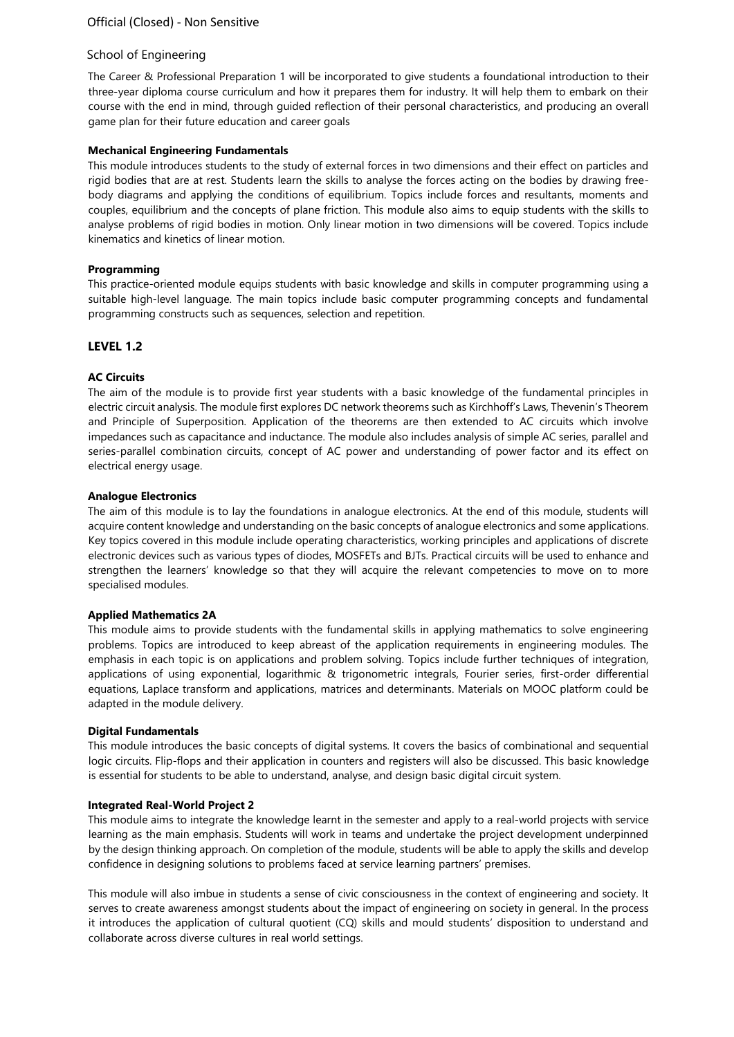School of Engineering

The Career & Professional Preparation 1 will be incorporated to give students a foundational introduction to their three-year diploma course curriculum and how it prepares them for industry. It will help them to embark on their course with the end in mind, through guided reflection of their personal characteristics, and producing an overall game plan for their future education and career goals

**Mechanical Engineering Fundamentals**

This module introduces students to the study of external forces in two dimensions and their effect on particles and rigid bodies that are at rest. Students learn the skills to analyse the forces acting on the bodies by drawing free-body diagrams and applying the conditions of equilibrium. Topics include forces and resultants, moments and couples, equilibrium and the concepts of plane friction. This module also aims to equip students with the skills to analyse problems of rigid bodies in motion. Only linear motion in two dimensions will be covered. Topics include kinematics and kinetics of linear motion.

**Programming**

This practice-oriented module equips students with basic knowledge and skills in computer programming using a suitable high-level language. The main topics include basic computer programming concepts and fundamental programming constructs such as sequences, selection and repetition.

## LEVEL 1.2

**AC Circuits**

The aim of the module is to provide first year students with a basic knowledge of the fundamental principles in electric circuit analysis. The module first explores DC network theorems such as Kirchhoff's Laws, Thevenin's Theorem and Principle of Superposition. Application of the theorems are then extended to AC circuits which involve impedances such as capacitance and inductance. The module also includes analysis of simple AC series, parallel and series-parallel combination circuits, concept of AC power and understanding of power factor and its effect on electrical energy usage.

**Analogue Electronics**

The aim of this module is to lay the foundations in analogue electronics. At the end of this module, students will acquire content knowledge and understanding on the basic concepts of analogue electronics and some applications. Key topics covered in this module include operating characteristics, working principles and applications of discrete electronic devices such as various types of diodes, MOSFETs and BJTs. Practical circuits will be used to enhance and strengthen the learners' knowledge so that they will acquire the relevant competencies to move on to more specialised modules.

**Applied Mathematics 2A**

This module aims to provide students with the fundamental skills in applying mathematics to solve engineering problems. Topics are introduced to keep abreast of the application requirements in engineering modules. The emphasis in each topic is on applications and problem solving. Topics include further techniques of integration, applications of using exponential, logarithmic & trigonometric integrals, Fourier series, first-order differential equations, Laplace transform and applications, matrices and determinants. Materials on MOOC platform could be adapted in the module delivery.

**Digital Fundamentals**

This module introduces the basic concepts of digital systems. It covers the basics of combinational and sequential logic circuits. Flip-flops and their application in counters and registers will also be discussed. This basic knowledge is essential for students to be able to understand, analyse, and design basic digital circuit system.

**Integrated Real-World Project 2**

This module aims to integrate the knowledge learnt in the semester and apply to a real-world projects with service learning as the main emphasis. Students will work in teams and undertake the project development underpinned by the design thinking approach. On completion of the module, students will be able to apply the skills and develop confidence in designing solutions to problems faced at service learning partners' premises.

This module will also imbue in students a sense of civic consciousness in the context of engineering and society. It serves to create awareness amongst students about the impact of engineering on society in general. In the process it introduces the application of cultural quotient (CQ) skills and mould students' disposition to understand and collaborate across diverse cultures in real world settings.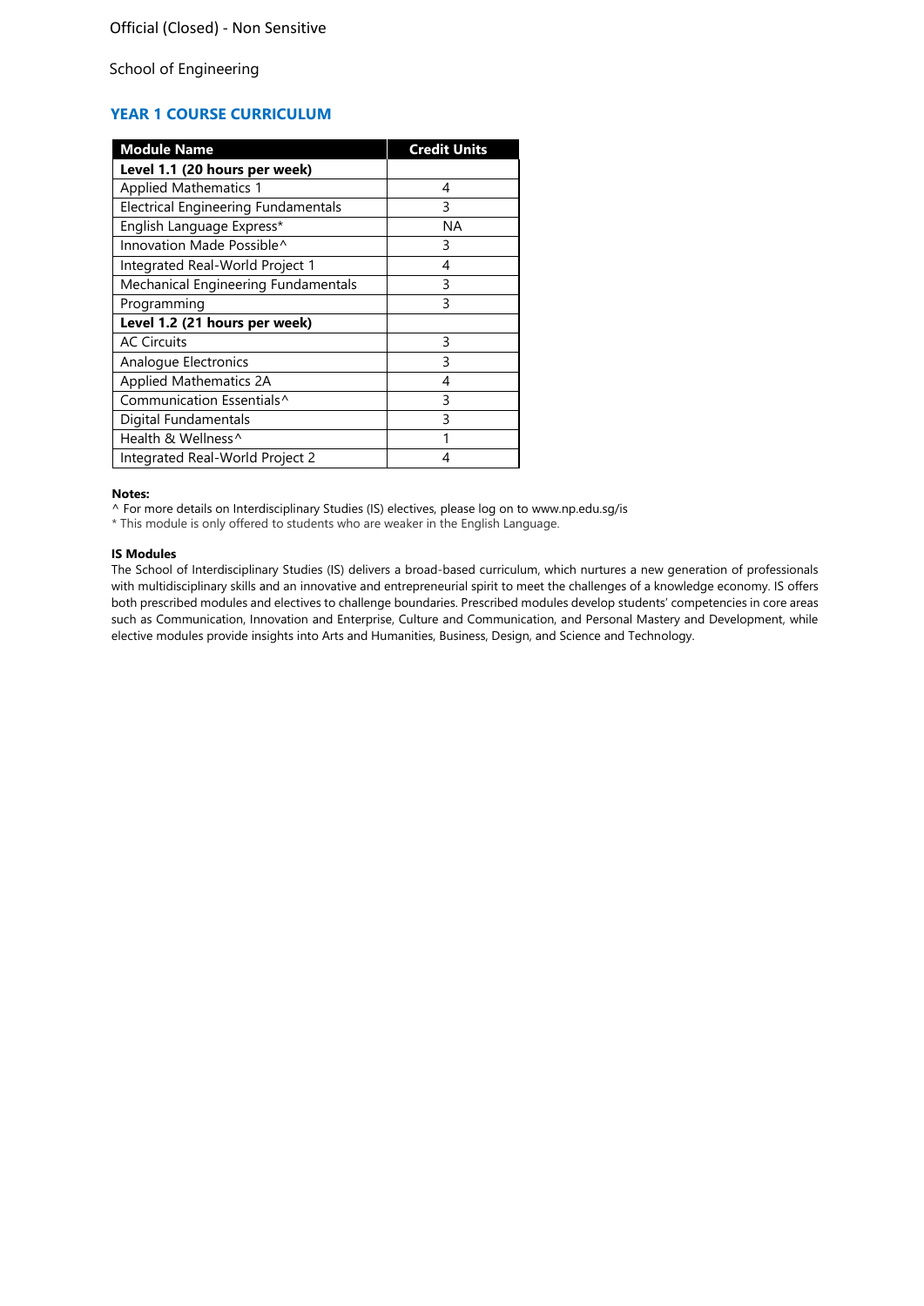Official (Closed) - Non Sensitive

School of Engineering

## YEAR 1 COURSE CURRICULUM

| Module Name | Credit Units |
|---|---|
| **Level 1.1 (20 hours per week)** | |
| Applied Mathematics 1 | 4 |
| Electrical Engineering Fundamentals | 3 |
| English Language Express* | NA |
| Innovation Made Possible^ | 3 |
| Integrated Real-World Project 1 | 4 |
| Mechanical Engineering Fundamentals | 3 |
| Programming | 3 |
| **Level 1.2 (21 hours per week)** | |
| AC Circuits | 3 |
| Analogue Electronics | 3 |
| Applied Mathematics 2A | 4 |
| Communication Essentials^ | 3 |
| Digital Fundamentals | 3 |
| Health & Wellness^ | 1 |
| Integrated Real-World Project 2 | 4 |

**Notes:**

^ For more details on Interdisciplinary Studies (IS) electives, please log on to www.np.edu.sg/is

* This module is only offered to students who are weaker in the English Language.

**IS Modules**

The School of Interdisciplinary Studies (IS) delivers a broad-based curriculum, which nurtures a new generation of professionals with multidisciplinary skills and an innovative and entrepreneurial spirit to meet the challenges of a knowledge economy. IS offers both prescribed modules and electives to challenge boundaries. Prescribed modules develop students' competencies in core areas such as Communication, Innovation and Enterprise, Culture and Communication, and Personal Mastery and Development, while elective modules provide insights into Arts and Humanities, Business, Design, and Science and Technology.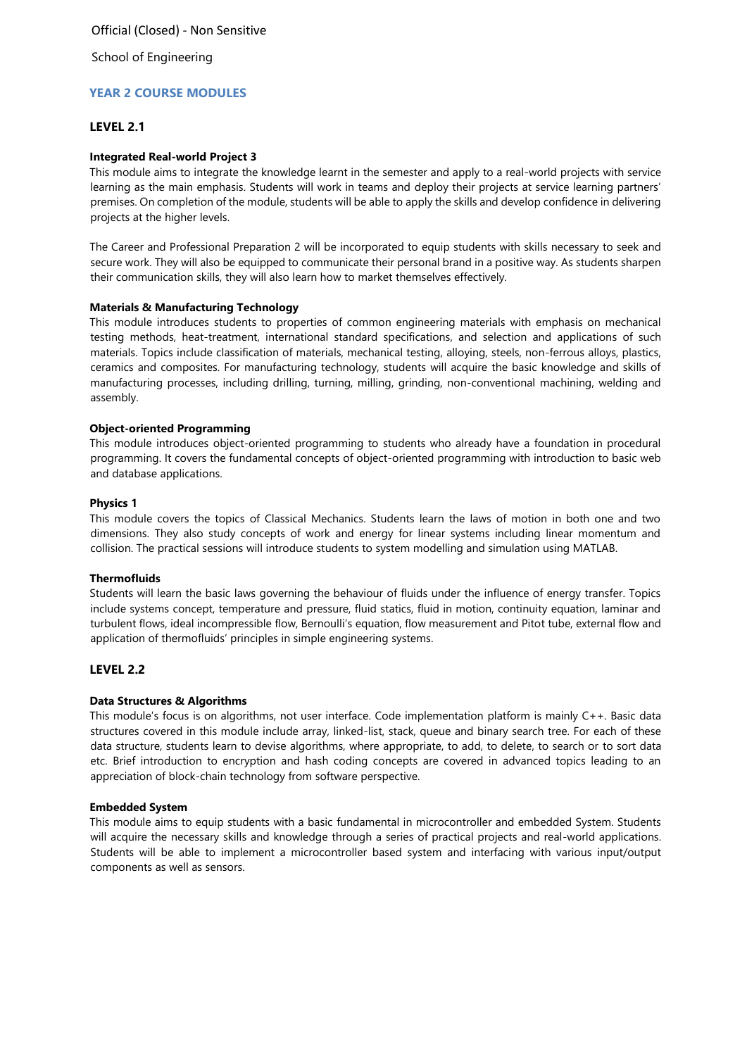## YEAR 2 COURSE MODULES

### LEVEL 2.1

**Integrated Real-world Project 3**

This module aims to integrate the knowledge learnt in the semester and apply to a real-world projects with service learning as the main emphasis. Students will work in teams and deploy their projects at service learning partners' premises. On completion of the module, students will be able to apply the skills and develop confidence in delivering projects at the higher levels.

The Career and Professional Preparation 2 will be incorporated to equip students with skills necessary to seek and secure work. They will also be equipped to communicate their personal brand in a positive way. As students sharpen their communication skills, they will also learn how to market themselves effectively.

**Materials & Manufacturing Technology**

This module introduces students to properties of common engineering materials with emphasis on mechanical testing methods, heat-treatment, international standard specifications, and selection and applications of such materials. Topics include classification of materials, mechanical testing, alloying, steels, non-ferrous alloys, plastics, ceramics and composites. For manufacturing technology, students will acquire the basic knowledge and skills of manufacturing processes, including drilling, turning, milling, grinding, non-conventional machining, welding and assembly.

**Object-oriented Programming**

This module introduces object-oriented programming to students who already have a foundation in procedural programming. It covers the fundamental concepts of object-oriented programming with introduction to basic web and database applications.

**Physics 1**

This module covers the topics of Classical Mechanics. Students learn the laws of motion in both one and two dimensions. They also study concepts of work and energy for linear systems including linear momentum and collision. The practical sessions will introduce students to system modelling and simulation using MATLAB.

**Thermofluids**

Students will learn the basic laws governing the behaviour of fluids under the influence of energy transfer. Topics include systems concept, temperature and pressure, fluid statics, fluid in motion, continuity equation, laminar and turbulent flows, ideal incompressible flow, Bernoulli's equation, flow measurement and Pitot tube, external flow and application of thermofluids' principles in simple engineering systems.

### LEVEL 2.2

**Data Structures & Algorithms**

This module's focus is on algorithms, not user interface. Code implementation platform is mainly C++. Basic data structures covered in this module include array, linked-list, stack, queue and binary search tree. For each of these data structure, students learn to devise algorithms, where appropriate, to add, to delete, to search or to sort data etc. Brief introduction to encryption and hash coding concepts are covered in advanced topics leading to an appreciation of block-chain technology from software perspective.

**Embedded System**

This module aims to equip students with a basic fundamental in microcontroller and embedded System. Students will acquire the necessary skills and knowledge through a series of practical projects and real-world applications. Students will be able to implement a microcontroller based system and interfacing with various input/output components as well as sensors.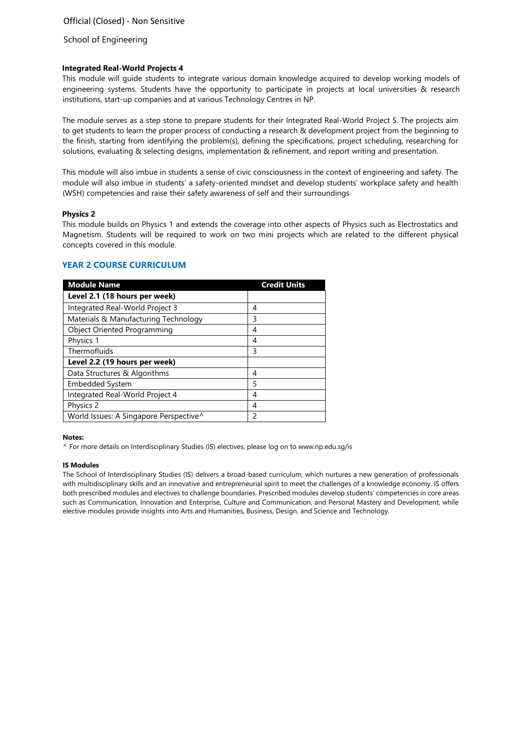**Integrated Real-World Projects 4**

This module will guide students to integrate various domain knowledge acquired to develop working models of engineering systems. Students have the opportunity to participate in projects at local universities & research institutions, start-up companies and at various Technology Centres in NP.

The module serves as a step stone to prepare students for their Integrated Real-World Project 5. The projects aim to get students to learn the proper process of conducting a research & development project from the beginning to the finish, starting from identifying the problem(s), defining the specifications, project scheduling, researching for solutions, evaluating & selecting designs, implementation & refinement, and report writing and presentation.

This module will also imbue in students a sense of civic consciousness in the context of engineering and safety. The module will also imbue in students' a safety-oriented mindset and develop students' workplace safety and health (WSH) competencies and raise their safety awareness of self and their surroundings

**Physics 2**

This module builds on Physics 1 and extends the coverage into other aspects of Physics such as Electrostatics and Magnetism. Students will be required to work on two mini projects which are related to the different physical concepts covered in this module.

## YEAR 2 COURSE CURRICULUM

| Module Name | Credit Units |
|---|---|
| **Level 2.1 (18 hours per week)** | |
| Integrated Real-World Project 3 | 4 |
| Materials & Manufacturing Technology | 3 |
| Object Oriented Programming | 4 |
| Physics 1 | 4 |
| Thermofluids | 3 |
| **Level 2.2 (19 hours per week)** | |
| Data Structures & Algorithms | 4 |
| Embedded System | 5 |
| Integrated Real-World Project 4 | 4 |
| Physics 2 | 4 |
| World Issues: A Singapore Perspective^ | 2 |

**Notes:**

^ For more details on Interdisciplinary Studies (IS) electives, please log on to www.np.edu.sg/is

**IS Modules**

The School of Interdisciplinary Studies (IS) delivers a broad-based curriculum, which nurtures a new generation of professionals with multidisciplinary skills and an innovative and entrepreneurial spirit to meet the challenges of a knowledge economy. IS offers both prescribed modules and electives to challenge boundaries. Prescribed modules develop students' competencies in core areas such as Communication, Innovation and Enterprise, Culture and Communication, and Personal Mastery and Development, while elective modules provide insights into Arts and Humanities, Business, Design, and Science and Technology.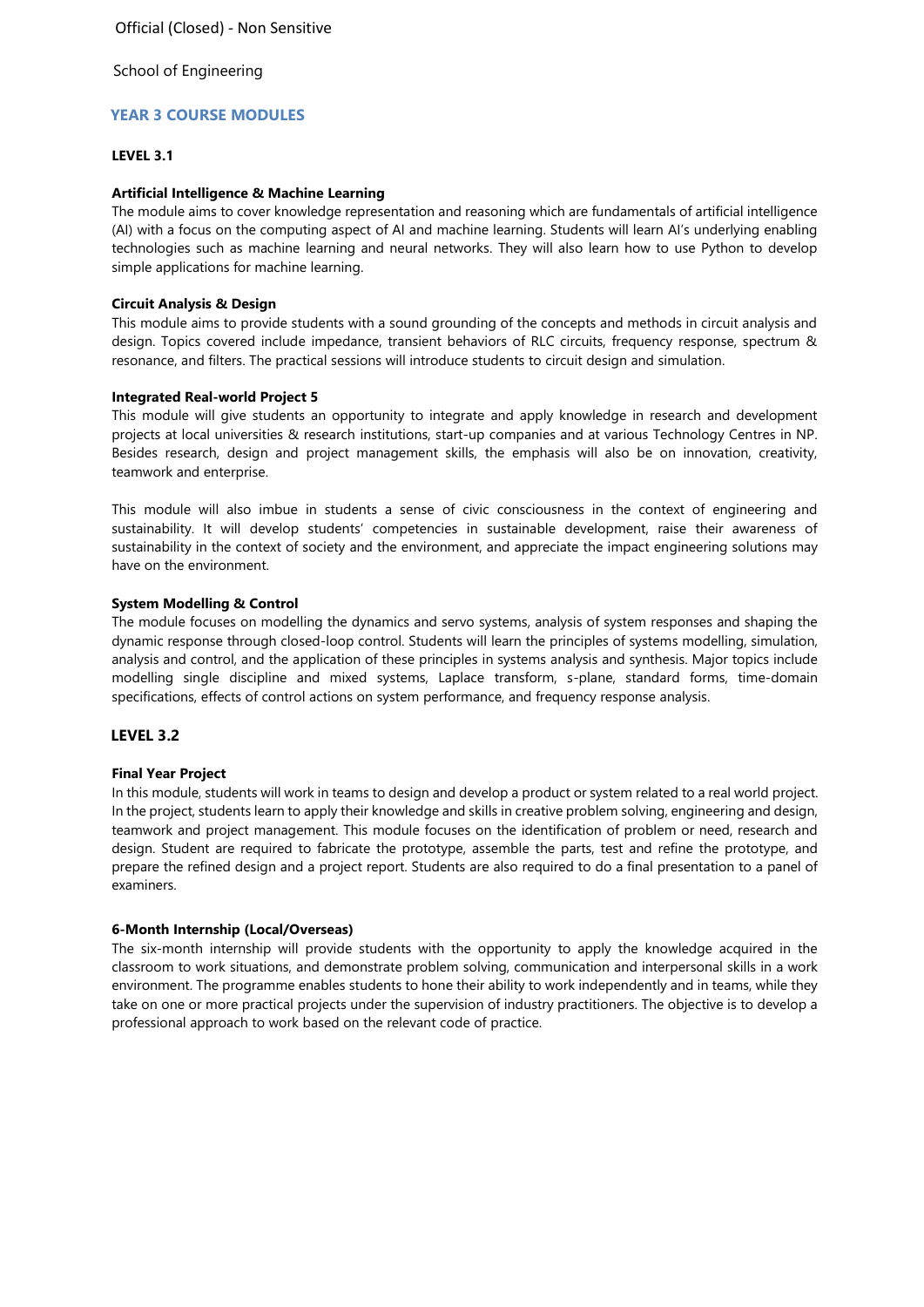School of Engineering

## YEAR 3 COURSE MODULES

### LEVEL 3.1

**Artificial Intelligence & Machine Learning**

The module aims to cover knowledge representation and reasoning which are fundamentals of artificial intelligence (AI) with a focus on the computing aspect of AI and machine learning. Students will learn AI's underlying enabling technologies such as machine learning and neural networks. They will also learn how to use Python to develop simple applications for machine learning.

**Circuit Analysis & Design**

This module aims to provide students with a sound grounding of the concepts and methods in circuit analysis and design. Topics covered include impedance, transient behaviors of RLC circuits, frequency response, spectrum & resonance, and filters. The practical sessions will introduce students to circuit design and simulation.

**Integrated Real-world Project 5**

This module will give students an opportunity to integrate and apply knowledge in research and development projects at local universities & research institutions, start-up companies and at various Technology Centres in NP. Besides research, design and project management skills, the emphasis will also be on innovation, creativity, teamwork and enterprise.

This module will also imbue in students a sense of civic consciousness in the context of engineering and sustainability. It will develop students' competencies in sustainable development, raise their awareness of sustainability in the context of society and the environment, and appreciate the impact engineering solutions may have on the environment.

**System Modelling & Control**

The module focuses on modelling the dynamics and servo systems, analysis of system responses and shaping the dynamic response through closed-loop control. Students will learn the principles of systems modelling, simulation, analysis and control, and the application of these principles in systems analysis and synthesis. Major topics include modelling single discipline and mixed systems, Laplace transform, s-plane, standard forms, time-domain specifications, effects of control actions on system performance, and frequency response analysis.

### LEVEL 3.2

**Final Year Project**

In this module, students will work in teams to design and develop a product or system related to a real world project. In the project, students learn to apply their knowledge and skills in creative problem solving, engineering and design, teamwork and project management. This module focuses on the identification of problem or need, research and design. Student are required to fabricate the prototype, assemble the parts, test and refine the prototype, and prepare the refined design and a project report. Students are also required to do a final presentation to a panel of examiners.

**6-Month Internship (Local/Overseas)**

The six-month internship will provide students with the opportunity to apply the knowledge acquired in the classroom to work situations, and demonstrate problem solving, communication and interpersonal skills in a work environment. The programme enables students to hone their ability to work independently and in teams, while they take on one or more practical projects under the supervision of industry practitioners. The objective is to develop a professional approach to work based on the relevant code of practice.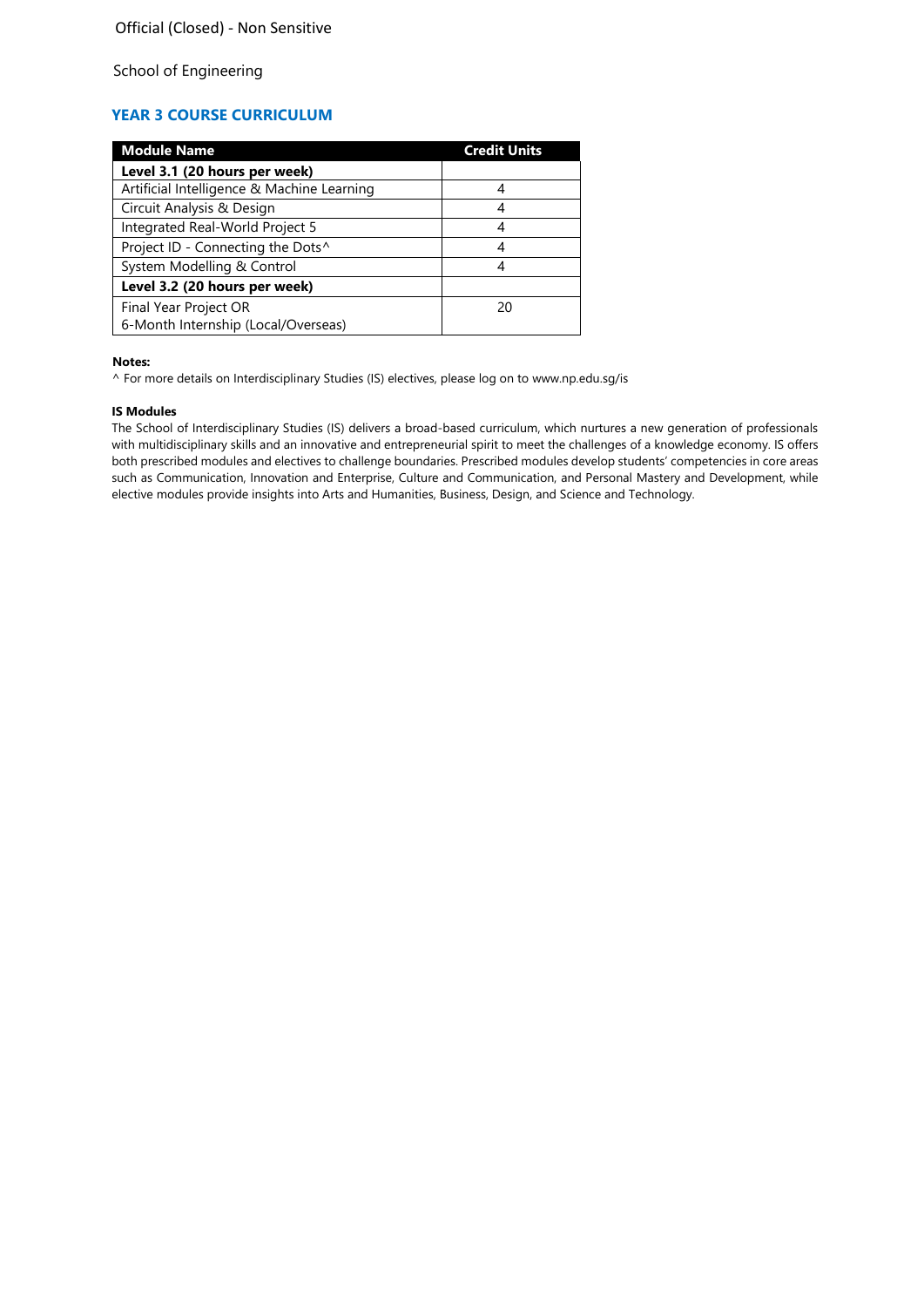Official (Closed) - Non Sensitive

School of Engineering

## YEAR 3 COURSE CURRICULUM

| Module Name | Credit Units |
|---|---|
| **Level 3.1 (20 hours per week)** | |
| Artificial Intelligence & Machine Learning | 4 |
| Circuit Analysis & Design | 4 |
| Integrated Real-World Project 5 | 4 |
| Project ID - Connecting the Dots^ | 4 |
| System Modelling & Control | 4 |
| **Level 3.2 (20 hours per week)** | |
| Final Year Project OR 6-Month Internship (Local/Overseas) | 20 |

**Notes:**

^ For more details on Interdisciplinary Studies (IS) electives, please log on to www.np.edu.sg/is

**IS Modules**

The School of Interdisciplinary Studies (IS) delivers a broad-based curriculum, which nurtures a new generation of professionals with multidisciplinary skills and an innovative and entrepreneurial spirit to meet the challenges of a knowledge economy. IS offers both prescribed modules and electives to challenge boundaries. Prescribed modules develop students' competencies in core areas such as Communication, Innovation and Enterprise, Culture and Communication, and Personal Mastery and Development, while elective modules provide insights into Arts and Humanities, Business, Design, and Science and Technology.